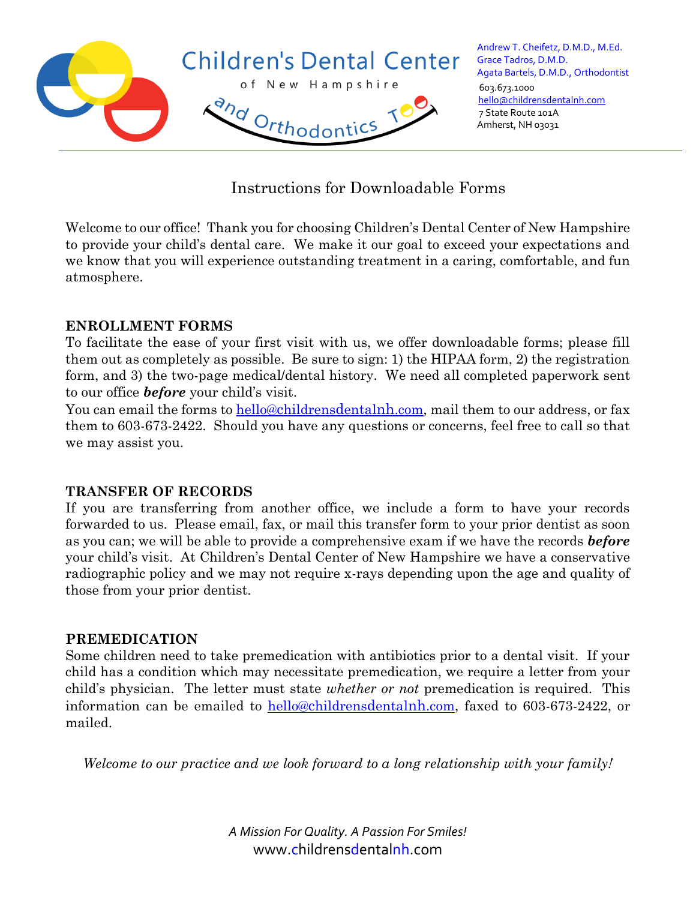# Children's Dental Center of New Hampshire and Orthodontics Too

Andrew T. Cheifetz, D.M.D., M.Ed.
Grace Tadros, D.M.D.
Agata Bartels, D.M.D., Orthodontist
603.673.1000
hello@childrensdentalnh.com
7 State Route 101A
Amherst, NH 03031

---

## Instructions for Downloadable Forms

Welcome to our office! Thank you for choosing Children's Dental Center of New Hampshire to provide your child's dental care. We make it our goal to exceed your expectations and we know that you will experience outstanding treatment in a caring, comfortable, and fun atmosphere.

### ENROLLMENT FORMS

To facilitate the ease of your first visit with us, we offer downloadable forms; please fill them out as completely as possible. Be sure to sign: 1) the HIPAA form, 2) the registration form, and 3) the two-page medical/dental history. We need all completed paperwork sent to our office ***before*** your child's visit.

You can email the forms to hello@childrensdentalnh.com, mail them to our address, or fax them to 603-673-2422. Should you have any questions or concerns, feel free to call so that we may assist you.

### TRANSFER OF RECORDS

If you are transferring from another office, we include a form to have your records forwarded to us. Please email, fax, or mail this transfer form to your prior dentist as soon as you can; we will be able to provide a comprehensive exam if we have the records ***before*** your child's visit. At Children's Dental Center of New Hampshire we have a conservative radiographic policy and we may not require x-rays depending upon the age and quality of those from your prior dentist.

### PREMEDICATION

Some children need to take premedication with antibiotics prior to a dental visit. If your child has a condition which may necessitate premedication, we require a letter from your child's physician. The letter must state *whether or not* premedication is required. This information can be emailed to hello@childrensdentalnh.com, faxed to 603-673-2422, or mailed.

*Welcome to our practice and we look forward to a long relationship with your family!*

*A Mission For Quality. A Passion For Smiles!*
www.childrensdentalnh.com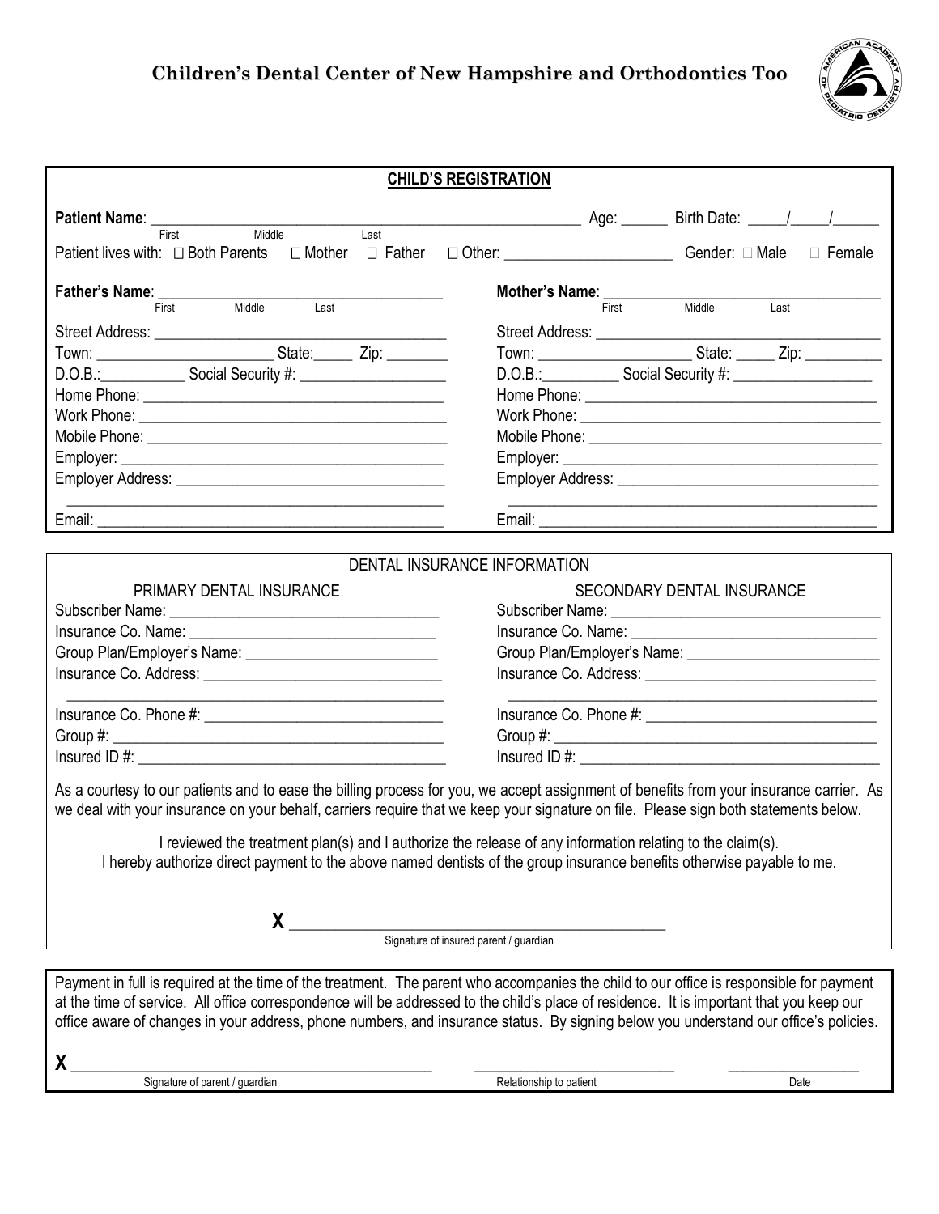# Children's Dental Center of New Hampshire and Orthodontics Too

## CHILD'S REGISTRATION

**Patient Name**: ______________________________ (First / Middle / Last) Age: ______ Birth Date: _____/_____/______

Patient lives with: ☐ Both Parents ☐ Mother ☐ Father ☐ Other: ____________________ Gender: ☐ Male ☐ Female

**Father's Name**: ______________________________ (First / Middle / Last)

Street Address: ______________________________

Town: ____________________ State:_____ Zip: ________

D.O.B.:__________ Social Security #: __________________

Home Phone: ______________________________

Work Phone: ______________________________

Mobile Phone: ______________________________

Employer: ______________________________

Employer Address: ______________________________

______________________________

Email: ______________________________

**Mother's Name**: ______________________________ (First / Middle / Last)

Street Address: ______________________________

Town: ____________________ State: _____ Zip: __________

D.O.B.:__________ Social Security #: __________________

Home Phone: ______________________________

Work Phone: ______________________________

Mobile Phone: ______________________________

Employer: ______________________________

Employer Address: ______________________________

______________________________

Email: ______________________________

## DENTAL INSURANCE INFORMATION

### PRIMARY DENTAL INSURANCE

Subscriber Name: ______________________________

Insurance Co. Name: ______________________________

Group Plan/Employer's Name: ______________________________

Insurance Co. Address: ______________________________

______________________________

Insurance Co. Phone #: ______________________________

Group #: ______________________________

Insured ID #: ______________________________

### SECONDARY DENTAL INSURANCE

Subscriber Name: ______________________________

Insurance Co. Name: ______________________________

Group Plan/Employer's Name: ______________________________

Insurance Co. Address: ______________________________

______________________________

Insurance Co. Phone #: ______________________________

Group #: ______________________________

Insured ID #: ______________________________

As a courtesy to our patients and to ease the billing process for you, we accept assignment of benefits from your insurance carrier. As we deal with your insurance on your behalf, carriers require that we keep your signature on file. Please sign both statements below.

I reviewed the treatment plan(s) and I authorize the release of any information relating to the claim(s).
I hereby authorize direct payment to the above named dentists of the group insurance benefits otherwise payable to me.

**X** ______________________________
Signature of insured parent / guardian

Payment in full is required at the time of the treatment. The parent who accompanies the child to our office is responsible for payment at the time of service. All office correspondence will be addressed to the child's place of residence. It is important that you keep our office aware of changes in your address, phone numbers, and insurance status. By signing below you understand our office's policies.

**X** ______________________________ ______________________ ______________
Signature of parent / guardian — Relationship to patient — Date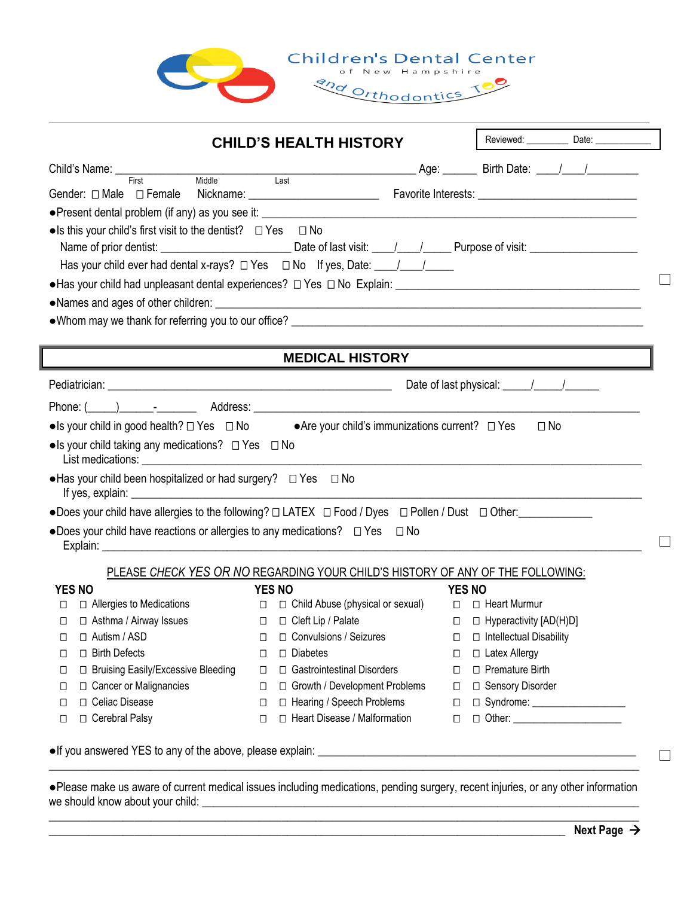Children's Dental Center of New Hampshire and Orthodontics Too

## CHILD'S HEALTH HISTORY

Reviewed: __________ Date: ___________

Child's Name: ____________________________________________ Age: ______ Birth Date: ____/____/________
First Middle Last

Gender: ☐ Male ☐ Female Nickname: _____________________ Favorite Interests: ___________________________

- Present dental problem (if any) as you see it: ______________________________________________________________
- Is this your child's first visit to the dentist? ☐ Yes ☐ No
  Name of prior dentist: _____________________ Date of last visit: ___/___/_____ Purpose of visit: __________________
  Has your child ever had dental x-rays? ☐ Yes ☐ No If yes, Date: ___/___/_____
- Has your child had unpleasant dental experiences? ☐ Yes ☐ No Explain: ________________________________________ ☐
- Names and ages of other children: ________________________________________________________________________
- Whom may we thank for referring you to our office? ______________________________________________________

## MEDICAL HISTORY

Pediatrician: ____________________________________________ Date of last physical: _____/_____/______

Phone: (_____)______-_______ Address: ________________________________________________________________

- Is your child in good health? ☐ Yes ☐ No
- Are your child's immunizations current? ☐ Yes ☐ No
- Is your child taking any medications? ☐ Yes ☐ No
  List medications: ___________________________________________________________________________________
- Has your child been hospitalized or had surgery? ☐ Yes ☐ No
  If yes, explain: ____________________________________________________________________________________
- Does your child have allergies to the following? ☐ LATEX ☐ Food / Dyes ☐ Pollen / Dust ☐ Other:____________
- Does your child have reactions or allergies to any medications? ☐ Yes ☐ No
  Explain: ___________________________________________________________________________________________ ☐

PLEASE *CHECK YES OR NO* REGARDING YOUR CHILD'S HISTORY OF ANY OF THE FOLLOWING:

| YES | NO | | YES | NO | | YES | NO | |
|---|---|---|---|---|---|---|---|---|
| ☐ | ☐ | Allergies to Medications | ☐ | ☐ | Child Abuse (physical or sexual) | ☐ | ☐ | Heart Murmur |
| ☐ | ☐ | Asthma / Airway Issues | ☐ | ☐ | Cleft Lip / Palate | ☐ | ☐ | Hyperactivity [AD(H)D] |
| ☐ | ☐ | Autism / ASD | ☐ | ☐ | Convulsions / Seizures | ☐ | ☐ | Intellectual Disability |
| ☐ | ☐ | Birth Defects | ☐ | ☐ | Diabetes | ☐ | ☐ | Latex Allergy |
| ☐ | ☐ | Bruising Easily/Excessive Bleeding | ☐ | ☐ | Gastrointestinal Disorders | ☐ | ☐ | Premature Birth |
| ☐ | ☐ | Cancer or Malignancies | ☐ | ☐ | Growth / Development Problems | ☐ | ☐ | Sensory Disorder |
| ☐ | ☐ | Celiac Disease | ☐ | ☐ | Hearing / Speech Problems | ☐ | ☐ | Syndrome: _______________ |
| ☐ | ☐ | Cerebral Palsy | ☐ | ☐ | Heart Disease / Malformation | ☐ | ☐ | Other: __________________ |

- If you answered YES to any of the above, please explain: ___________________________________________________ ☐
  ________________________________________________________________________________________________

- Please make us aware of current medical issues including medications, pending surgery, recent injuries, or any other information we should know about your child: _____________________________________________________________
  ________________________________________________________________________________________________
  ________________________________________________________________________________________________

**Next Page →**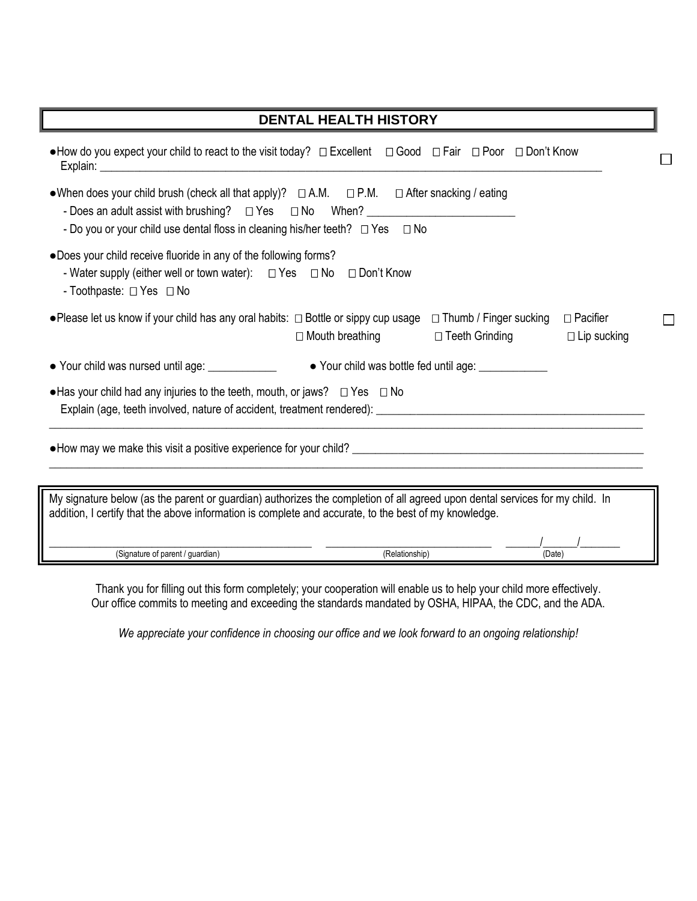## DENTAL HEALTH HISTORY

- How do you expect your child to react to the visit today? ☐ Excellent ☐ Good ☐ Fair ☐ Poor ☐ Don't Know ☐
  Explain: ____________________________________________________________

- When does your child brush (check all that apply)? ☐ A.M. ☐ P.M. ☐ After snacking / eating
  - Does an adult assist with brushing? ☐ Yes ☐ No When? _________________________
  - Do you or your child use dental floss in cleaning his/her teeth? ☐ Yes ☐ No

- Does your child receive fluoride in any of the following forms?
  - Water supply (either well or town water): ☐ Yes ☐ No ☐ Don't Know
  - Toothpaste: ☐ Yes ☐ No

- Please let us know if your child has any oral habits: ☐ Bottle or sippy cup usage ☐ Thumb / Finger sucking ☐ Pacifier ☐
  ☐ Mouth breathing ☐ Teeth Grinding ☐ Lip sucking

- Your child was nursed until age: ____________ ● Your child was bottle fed until age: ____________

- Has your child had any injuries to the teeth, mouth, or jaws? ☐ Yes ☐ No
  Explain (age, teeth involved, nature of accident, treatment rendered): ______________________________________________
  ____________________________________________________________________________________________________

- How may we make this visit a positive experience for your child? __________________________________________________
  ____________________________________________________________________________________________________

My signature below (as the parent or guardian) authorizes the completion of all agreed upon dental services for my child. In addition, I certify that the above information is complete and accurate, to the best of my knowledge.

_____________________________________________ (Signature of parent / guardian) ____________________________ (Relationship) ______/______/_______ (Date)

Thank you for filling out this form completely; your cooperation will enable us to help your child more effectively.
Our office commits to meeting and exceeding the standards mandated by OSHA, HIPAA, the CDC, and the ADA.

*We appreciate your confidence in choosing our office and we look forward to an ongoing relationship!*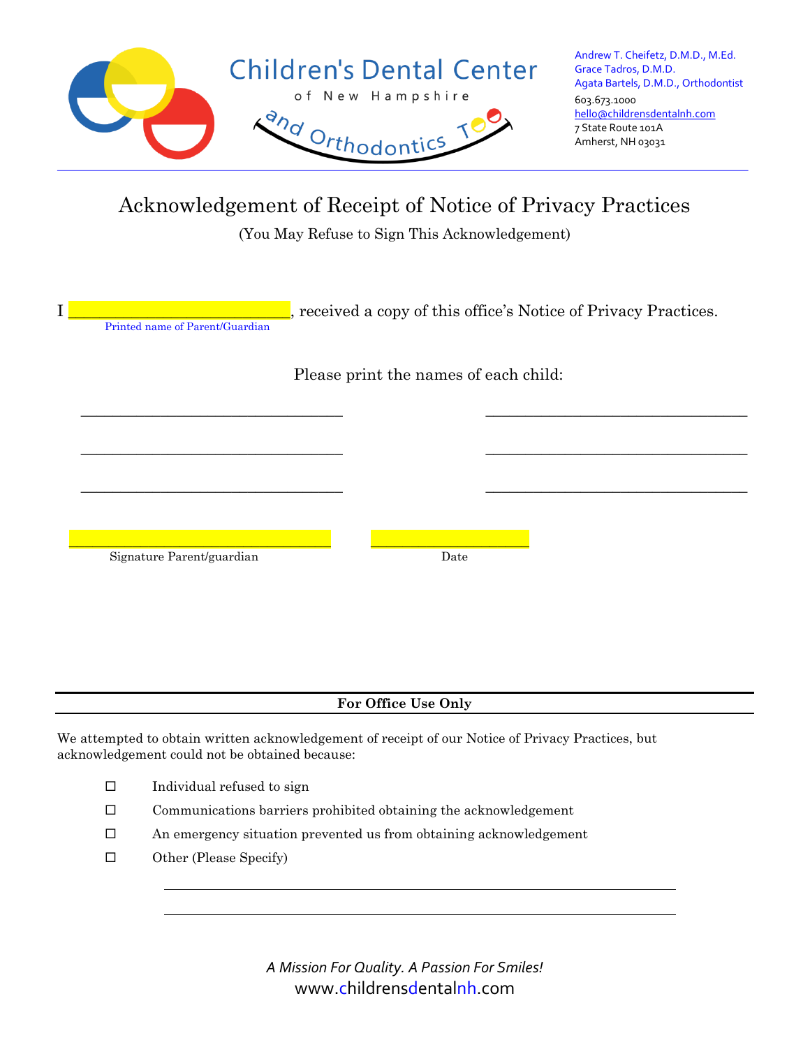Children's Dental Center of New Hampshire and Orthodontics Too

Andrew T. Cheifetz, D.M.D., M.Ed.
Grace Tadros, D.M.D.
Agata Bartels, D.M.D., Orthodontist
603.673.1000
hello@childrensdentalnh.com
7 State Route 101A
Amherst, NH 03031

# Acknowledgement of Receipt of Notice of Privacy Practices

(You May Refuse to Sign This Acknowledgement)

I ___________________________, received a copy of this office's Notice of Privacy Practices.
Printed name of Parent/Guardian

Please print the names of each child:

________________________________ ________________________________

________________________________ ________________________________

________________________________ ________________________________

________________________________ ____________________
Signature Parent/guardian Date

**For Office Use Only**

We attempted to obtain written acknowledgement of receipt of our Notice of Privacy Practices, but acknowledgement could not be obtained because:

- ☐ Individual refused to sign
- ☐ Communications barriers prohibited obtaining the acknowledgement
- ☐ An emergency situation prevented us from obtaining acknowledgement
- ☐ Other (Please Specify)

________________________________________________________________

________________________________________________________________

*A Mission For Quality. A Passion For Smiles!*

www.childrensdentalnh.com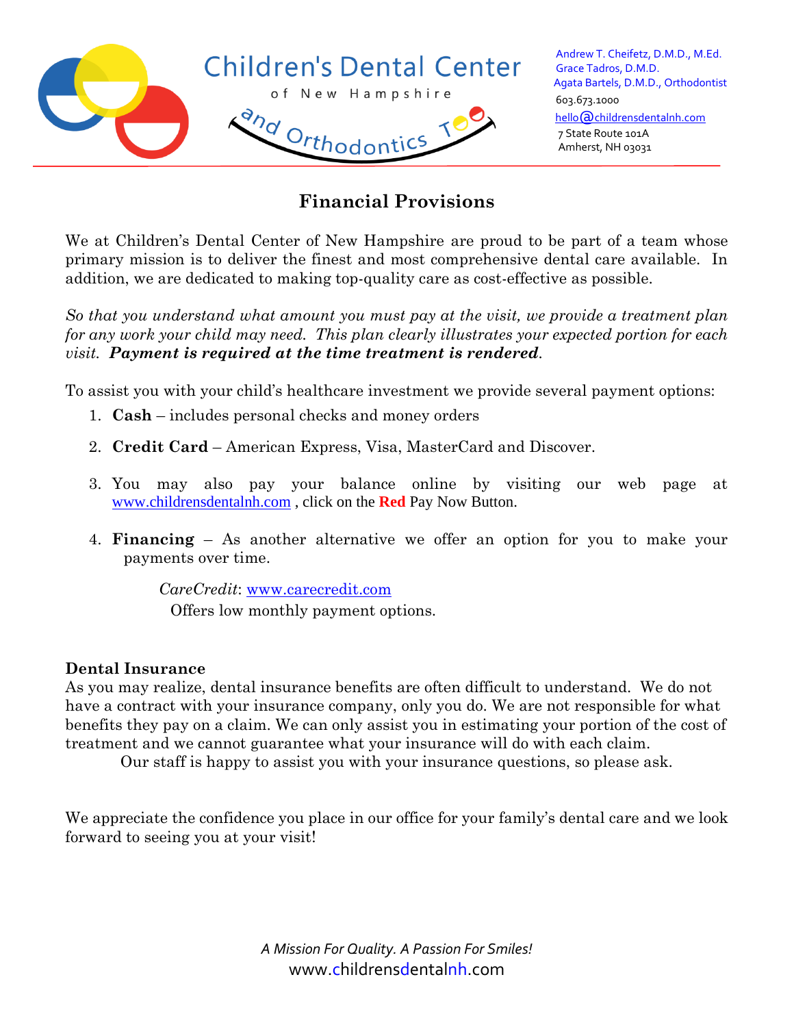Children's Dental Center of New Hampshire and Orthodontics Too

Andrew T. Cheifetz, D.M.D., M.Ed.
Grace Tadros, D.M.D.
Agata Bartels, D.M.D., Orthodontist
603.673.1000
hello@childrensdentalnh.com
7 State Route 101A
Amherst, NH 03031

# Financial Provisions

We at Children's Dental Center of New Hampshire are proud to be part of a team whose primary mission is to deliver the finest and most comprehensive dental care available. In addition, we are dedicated to making top-quality care as cost-effective as possible.

*So that you understand what amount you must pay at the visit, we provide a treatment plan for any work your child may need. This plan clearly illustrates your expected portion for each visit.* ***Payment is required at the time treatment is rendered.***

To assist you with your child's healthcare investment we provide several payment options:

1. **Cash** – includes personal checks and money orders
2. **Credit Card** – American Express, Visa, MasterCard and Discover.
3. You may also pay your balance online by visiting our web page at www.childrensdentalnh.com , click on the **Red** Pay Now Button.
4. **Financing** – As another alternative we offer an option for you to make your payments over time.

   *CareCredit*: www.carecredit.com
   Offers low monthly payment options.

**Dental Insurance**

As you may realize, dental insurance benefits are often difficult to understand. We do not have a contract with your insurance company, only you do. We are not responsible for what benefits they pay on a claim. We can only assist you in estimating your portion of the cost of treatment and we cannot guarantee what your insurance will do with each claim.

Our staff is happy to assist you with your insurance questions, so please ask.

We appreciate the confidence you place in our office for your family's dental care and we look forward to seeing you at your visit!

*A Mission For Quality. A Passion For Smiles!*
www.childrensdentalnh.com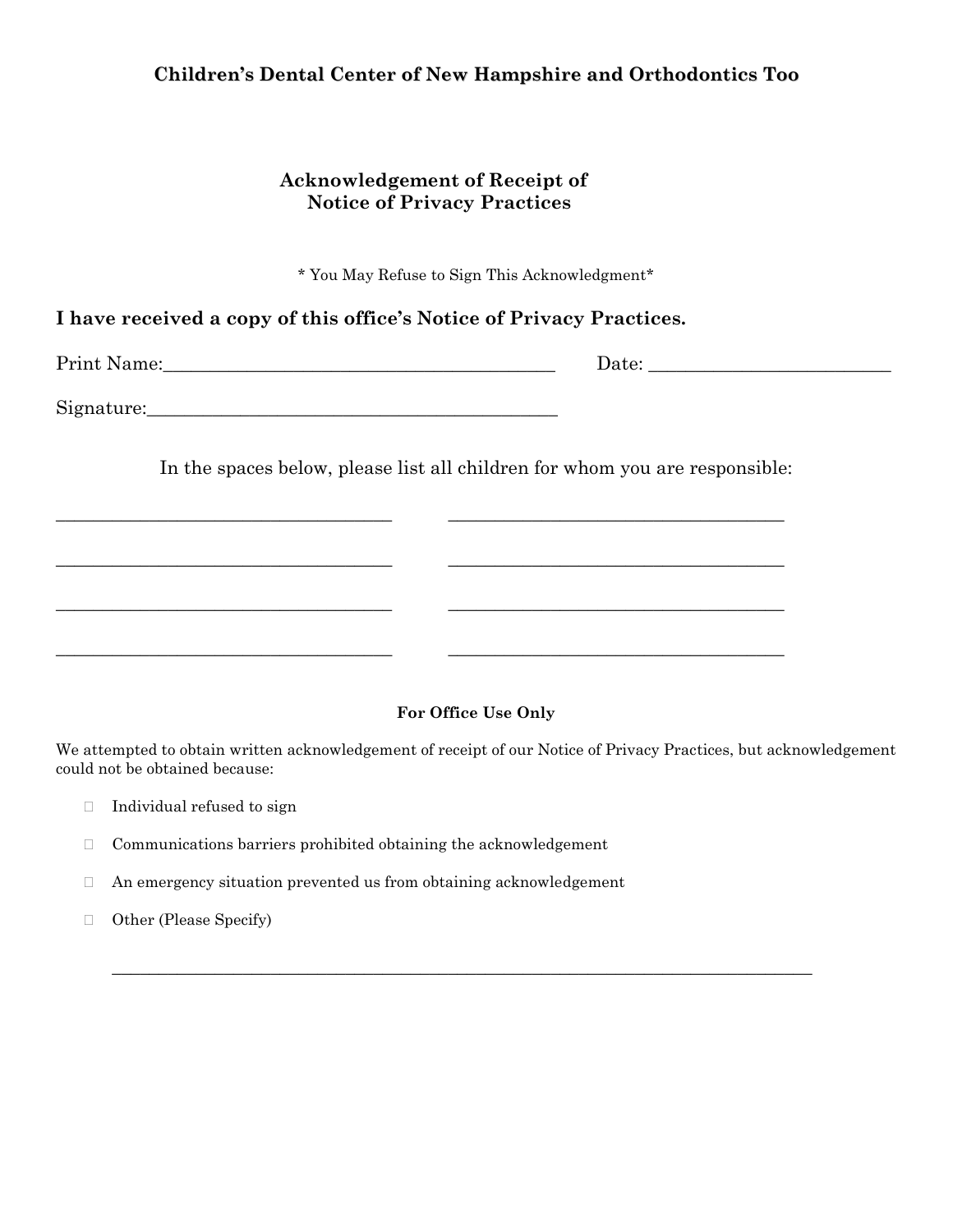**Children's Dental Center of New Hampshire and Orthodontics Too**

## Acknowledgement of Receipt of Notice of Privacy Practices

* You May Refuse to Sign This Acknowledgment*

**I have received a copy of this office's Notice of Privacy Practices.**

Print Name:_________________________________________ Date: __________________________

Signature:___________________________________________

In the spaces below, please list all children for whom you are responsible:

_____________________________________ _____________________________________

_____________________________________ _____________________________________

_____________________________________ _____________________________________

_____________________________________ _____________________________________

**For Office Use Only**

We attempted to obtain written acknowledgement of receipt of our Notice of Privacy Practices, but acknowledgement could not be obtained because:

- ☐ Individual refused to sign
- ☐ Communications barriers prohibited obtaining the acknowledgement
- ☐ An emergency situation prevented us from obtaining acknowledgement
- ☐ Other (Please Specify)

_____________________________________________________________________________